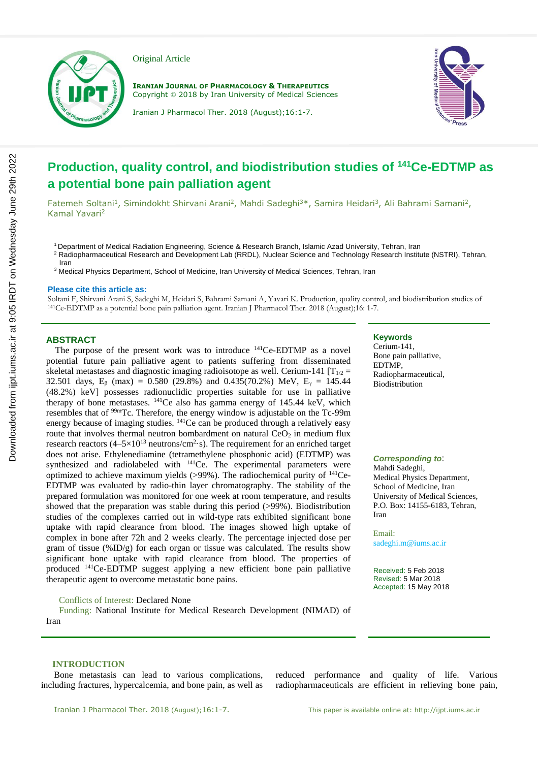Original Article

**IRANIAN JOURNAL OF PHARMACOLOGY & THERAPEUTICS**
Copyright © 2018 by Iran University of Medical Sciences

# Production, quality control, and biodistribution studies of $^{141}$Ce-EDTMP as a potential bone pain palliation agent

Fatemeh Soltani[1], Simindokht Shirvani Arani[2], Mahdi Sadeghi[3]*, Samira Heidari[3], Ali Bahrami Samani[2], Kamal Yavari[2]

[1] Department of Medical Radiation Engineering, Science & Research Branch, Islamic Azad University, Tehran, Iran
[2] Radiopharmaceutical Research and Development Lab (RRDL), Nuclear Science and Technology Research Institute (NSTRI), Tehran, Iran
[3] Medical Physics Department, School of Medicine, Iran University of Medical Sciences, Tehran, Iran

**Please cite this article as:**
Soltani F, Shirvani Arani S, Sadeghi M, Heidari S, Bahrami Samani A, Yavari K. Production, quality control, and biodistribution studies of $^{141}$Ce-EDTMP as a potential bone pain palliation agent. Iranian J Pharmacol Ther. 2018 (August);16: 1-7.

## ABSTRACT

The purpose of the present work was to introduce $^{141}$Ce-EDTMP as a novel potential future pain palliative agent to patients suffering from disseminated skeletal metastases and diagnostic imaging radioisotope as well. Cerium-141 [$T_{1/2}$ = 32.501 days, $E_\beta$ (max) = 0.580 (29.8%) and 0.435(70.2%) MeV, $E_\gamma$ = 145.44 (48.2%) keV] possesses radionuclidic properties suitable for use in palliative therapy of bone metastases. $^{141}$Ce also has gamma energy of 145.44 keV, which resembles that of $^{99m}$Tc. Therefore, the energy window is adjustable on the Tc-99m energy because of imaging studies. $^{141}$Ce can be produced through a relatively easy route that involves thermal neutron bombardment on natural $CeO_2$ in medium flux research reactors (4–5×10$^{13}$ neutrons/cm$^2$·s). The requirement for an enriched target does not arise. Ethylenediamine (tetramethylene phosphonic acid) (EDTMP) was synthesized and radiolabeled with $^{141}$Ce. The experimental parameters were optimized to achieve maximum yields (>99%). The radiochemical purity of $^{141}$Ce-EDTMP was evaluated by radio-thin layer chromatography. The stability of the prepared formulation was monitored for one week at room temperature, and results showed that the preparation was stable during this period (>99%). Biodistribution studies of the complexes carried out in wild-type rats exhibited significant bone uptake with rapid clearance from blood. The images showed high uptake of complex in bone after 72h and 2 weeks clearly. The percentage injected dose per gram of tissue (%ID/g) for each organ or tissue was calculated. The results show significant bone uptake with rapid clearance from blood. The properties of produced $^{141}$Ce-EDTMP suggest applying a new efficient bone pain palliative therapeutic agent to overcome metastatic bone pains.

Conflicts of Interest: Declared None
Funding: National Institute for Medical Research Development (NIMAD) of Iran

**Keywords**
Cerium-141,
Bone pain palliative,
EDTMP,
Radiopharmaceutical,
Biodistribution

***Corresponding to*:**
Mahdi Sadeghi,
Medical Physics Department, School of Medicine, Iran University of Medical Sciences,
P.O. Box: 14155-6183, Tehran, Iran

Email:
sadeghi.m@iums.ac.ir

Received: 5 Feb 2018
Revised: 5 Mar 2018
Accepted: 15 May 2018

## INTRODUCTION

Bone metastasis can lead to various complications, including fractures, hypercalcemia, and bone pain, as well as reduced performance and quality of life. Various radiopharmaceuticals are efficient in relieving bone pain,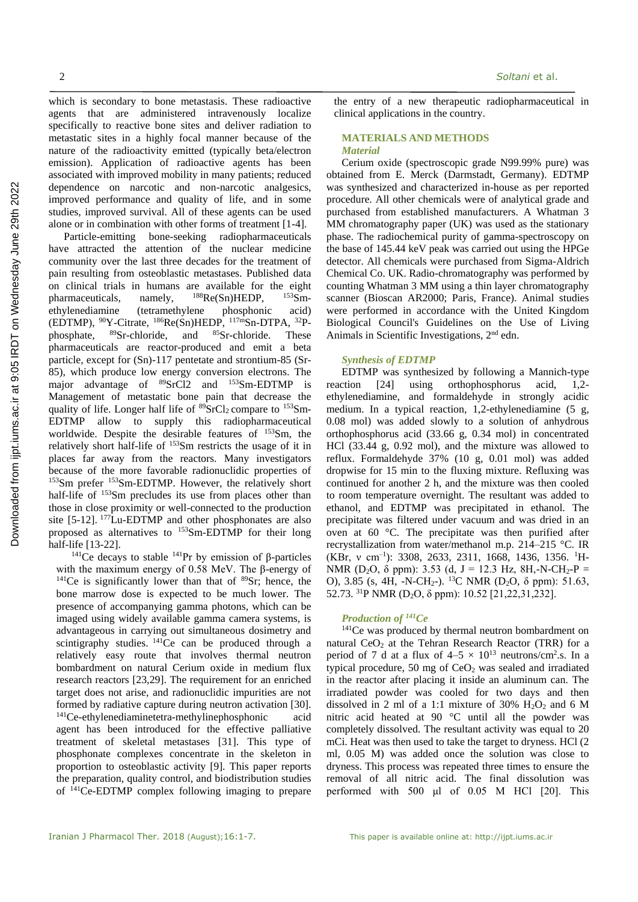which is secondary to bone metastasis. These radioactive agents that are administered intravenously localize specifically to reactive bone sites and deliver radiation to metastatic sites in a highly focal manner because of the nature of the radioactivity emitted (typically beta/electron emission). Application of radioactive agents has been associated with improved mobility in many patients; reduced dependence on narcotic and non-narcotic analgesics, improved performance and quality of life, and in some studies, improved survival. All of these agents can be used alone or in combination with other forms of treatment [1-4].

Particle-emitting bone-seeking radiopharmaceuticals have attracted the attention of the nuclear medicine community over the last three decades for the treatment of pain resulting from osteoblastic metastases. Published data on clinical trials in humans are available for the eight pharmaceuticals, namely, $^{188}$Re(Sn)HEDP, $^{153}$Sm-ethylenediamine (tetramethylene phosphonic acid) (EDTMP), $^{90}$Y-Citrate, $^{186}$Re(Sn)HEDP, $^{117m}$Sn-DTPA, $^{32}$P-phosphate, $^{89}$Sr-chloride, and $^{85}$Sr-chloride. These pharmaceuticals are reactor-produced and emit a beta particle, except for (Sn)-117 pentetate and strontium-85 (Sr-85), which produce low energy conversion electrons. The major advantage of $^{89}SrCl2$ and $^{153}$Sm-EDTMP is Management of metastatic bone pain that decrease the quality of life. Longer half life of $^{89}SrCl_2$ compare to $^{153}$Sm-EDTMP allow to supply this radiopharmaceutical worldwide. Despite the desirable features of $^{153}$Sm, the relatively short half-life of $^{153}$Sm restricts the usage of it in places far away from the reactors. Many investigators because of the more favorable radionuclidic properties of $^{153}$Sm prefer $^{153}$Sm-EDTMP. However, the relatively short half-life of $^{153}$Sm precludes its use from places other than those in close proximity or well-connected to the production site [5-12]. $^{177}$Lu-EDTMP and other phosphonates are also proposed as alternatives to $^{153}$Sm-EDTMP for their long half-life [13-22].

$^{141}$Ce decays to stable $^{141}$Pr by emission of β-particles with the maximum energy of 0.58 MeV. The β-energy of $^{141}$Ce is significantly lower than that of $^{89}$Sr; hence, the bone marrow dose is expected to be much lower. The presence of accompanying gamma photons, which can be imaged using widely available gamma camera systems, is advantageous in carrying out simultaneous dosimetry and scintigraphy studies. $^{141}$Ce can be produced through a relatively easy route that involves thermal neutron bombardment on natural Cerium oxide in medium flux research reactors [23,29]. The requirement for an enriched target does not arise, and radionuclidic impurities are not formed by radiative capture during neutron activation [30]. $^{141}$Ce-ethylenediaminetetra-methylinephosphonic acid agent has been introduced for the effective palliative treatment of skeletal metastases [31]. This type of phosphonate complexes concentrate in the skeleton in proportion to osteoblastic activity [9]. This paper reports the preparation, quality control, and biodistribution studies of $^{141}$Ce-EDTMP complex following imaging to prepare the entry of a new therapeutic radiopharmaceutical in clinical applications in the country.

## MATERIALS AND METHODS

### *Material*

Cerium oxide (spectroscopic grade N99.99% pure) was obtained from E. Merck (Darmstadt, Germany). EDTMP was synthesized and characterized in-house as per reported procedure. All other chemicals were of analytical grade and purchased from established manufacturers. A Whatman 3 MM chromatography paper (UK) was used as the stationary phase. The radiochemical purity of gamma-spectroscopy on the base of 145.44 keV peak was carried out using the HPGe detector. All chemicals were purchased from Sigma-Aldrich Chemical Co. UK. Radio-chromatography was performed by counting Whatman 3 MM using a thin layer chromatography scanner (Bioscan AR2000; Paris, France). Animal studies were performed in accordance with the United Kingdom Biological Council's Guidelines on the Use of Living Animals in Scientific Investigations, 2nd edn.

### *Synthesis of EDTMP*

EDTMP was synthesized by following a Mannich-type reaction [24] using orthophosphorus acid, 1,2-ethylenediamine, and formaldehyde in strongly acidic medium. In a typical reaction, 1,2-ethylenediamine (5 g, 0.08 mol) was added slowly to a solution of anhydrous orthophosphorus acid (33.66 g, 0.34 mol) in concentrated HCl (33.44 g, 0.92 mol), and the mixture was allowed to reflux. Formaldehyde 37% (10 g, 0.01 mol) was added dropwise for 15 min to the fluxing mixture. Refluxing was continued for another 2 h, and the mixture was then cooled to room temperature overnight. The resultant was added to ethanol, and EDTMP was precipitated in ethanol. The precipitate was filtered under vacuum and was dried in an oven at 60 °C. The precipitate was then purified after recrystallization from water/methanol m.p. 214–215 °C. IR (KBr, ν cm$^{-1}$): 3308, 2633, 2311, 1668, 1436, 1356. $^{1}$H-NMR ($D_2O$, δ ppm): 3.53 (d, J = 12.3 Hz, 8H,-N-$CH_2$-P = O), 3.85 (s, 4H, -N-$CH_2$-). $^{13}$C NMR ($D_2O$, δ ppm): 51.63, 52.73. $^{31}$P NMR ($D_2O$, δ ppm): 10.52 [21,22,31,232].

### *Production of $^{141}$Ce*

$^{141}$Ce was produced by thermal neutron bombardment on natural $CeO_2$ at the Tehran Research Reactor (TRR) for a period of 7 d at a flux of $4–5 \times 10^{13}$ neutrons/cm$^2$.s. In a typical procedure, 50 mg of $CeO_2$ was sealed and irradiated in the reactor after placing it inside an aluminum can. The irradiated powder was cooled for two days and then dissolved in 2 ml of a 1:1 mixture of 30% $H_2O_2$ and 6 M nitric acid heated at 90 °C until all the powder was completely dissolved. The resultant activity was equal to 20 mCi. Heat was then used to take the target to dryness. HCl (2 ml, 0.05 M) was added once the solution was close to dryness. This process was repeated three times to ensure the removal of all nitric acid. The final dissolution was performed with 500 μl of 0.05 M HCl [20]. This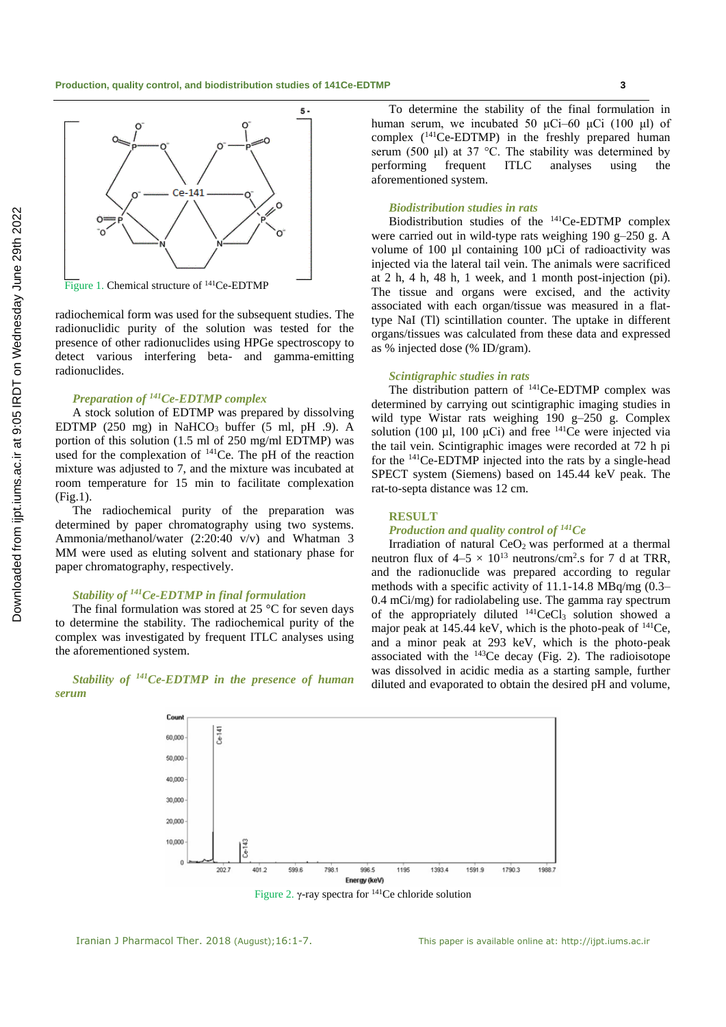Figure 1. Chemical structure of $^{141}$Ce-EDTMP

radiochemical form was used for the subsequent studies. The radionuclidic purity of the solution was tested for the presence of other radionuclides using HPGe spectroscopy to detect various interfering beta- and gamma-emitting radionuclides.

### *Preparation of $^{141}$Ce-EDTMP complex*

A stock solution of EDTMP was prepared by dissolving EDTMP (250 mg) in $NaHCO_3$ buffer (5 ml, pH .9). A portion of this solution (1.5 ml of 250 mg/ml EDTMP) was used for the complexation of $^{141}$Ce. The pH of the reaction mixture was adjusted to 7, and the mixture was incubated at room temperature for 15 min to facilitate complexation (Fig.1).

The radiochemical purity of the preparation was determined by paper chromatography using two systems. Ammonia/methanol/water (2:20:40 v/v) and Whatman 3 MM were used as eluting solvent and stationary phase for paper chromatography, respectively.

### *Stability of $^{141}$Ce-EDTMP in final formulation*

The final formulation was stored at 25 °C for seven days to determine the stability. The radiochemical purity of the complex was investigated by frequent ITLC analyses using the aforementioned system.

### *Stability of $^{141}$Ce-EDTMP in the presence of human serum*

To determine the stability of the final formulation in human serum, we incubated 50 µCi–60 µCi (100 µl) of complex ($^{141}$Ce-EDTMP) in the freshly prepared human serum (500 µl) at 37 °C. The stability was determined by performing frequent ITLC analyses using the aforementioned system.

### *Biodistribution studies in rats*

Biodistribution studies of the $^{141}$Ce-EDTMP complex were carried out in wild-type rats weighing 190 g–250 g. A volume of 100 µl containing 100 µCi of radioactivity was injected via the lateral tail vein. The animals were sacrificed at 2 h, 4 h, 48 h, 1 week, and 1 month post-injection (pi). The tissue and organs were excised, and the activity associated with each organ/tissue was measured in a flat-type NaI (Tl) scintillation counter. The uptake in different organs/tissues was calculated from these data and expressed as % injected dose (% ID/gram).

### *Scintigraphic studies in rats*

The distribution pattern of $^{141}$Ce-EDTMP complex was determined by carrying out scintigraphic imaging studies in wild type Wistar rats weighing 190 g–250 g. Complex solution (100 µl, 100 µCi) and free $^{141}$Ce were injected via the tail vein. Scintigraphic images were recorded at 72 h pi for the $^{141}$Ce-EDTMP injected into the rats by a single-head SPECT system (Siemens) based on 145.44 keV peak. The rat-to-septa distance was 12 cm.

## RESULT

### *Production and quality control of $^{141}$Ce*

Irradiation of natural $CeO_2$ was performed at a thermal neutron flux of 4–5 × $10^{13}$ neutrons/cm$^2$.s for 7 d at TRR, and the radionuclide was prepared according to regular methods with a specific activity of 11.1-14.8 MBq/mg (0.3–0.4 mCi/mg) for radiolabeling use. The gamma ray spectrum of the appropriately diluted $^{141}CeCl_3$ solution showed a major peak at 145.44 keV, which is the photo-peak of $^{141}$Ce, and a minor peak at 293 keV, which is the photo-peak associated with the $^{143}$Ce decay (Fig. 2). The radioisotope was dissolved in acidic media as a starting sample, further diluted and evaporated to obtain the desired pH and volume,

Figure 2. γ-ray spectra for $^{141}$Ce chloride solution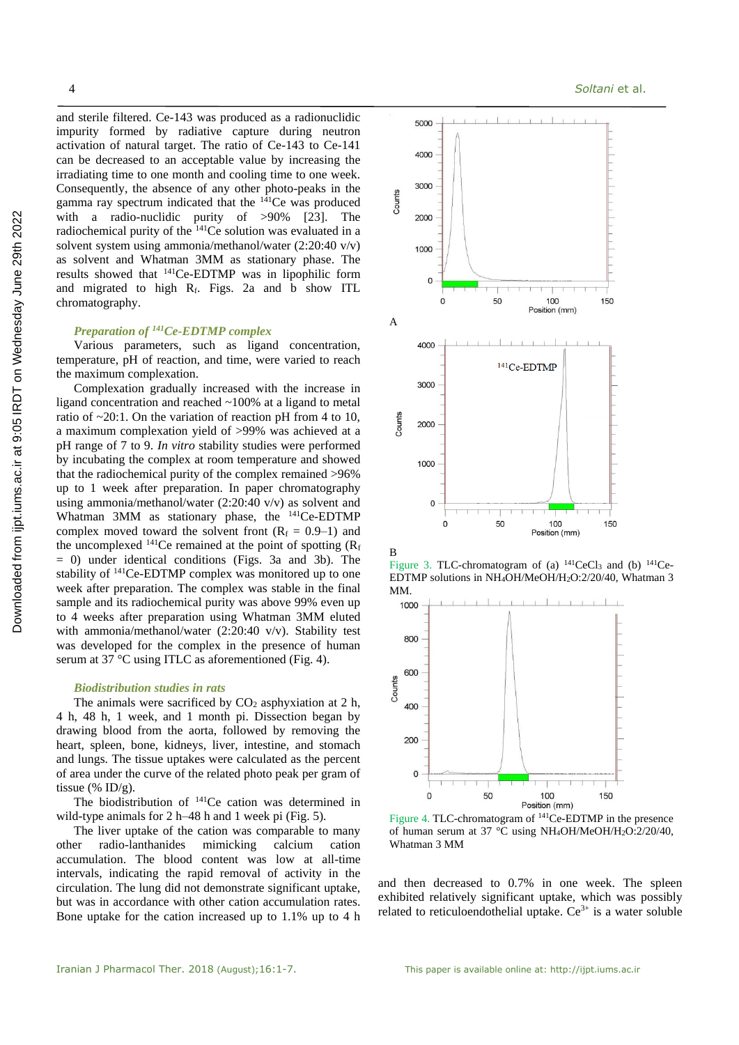and sterile filtered. Ce-143 was produced as a radionuclidic impurity formed by radiative capture during neutron activation of natural target. The ratio of Ce-143 to Ce-141 can be decreased to an acceptable value by increasing the irradiating time to one month and cooling time to one week. Consequently, the absence of any other photo-peaks in the gamma ray spectrum indicated that the $^{141}$Ce was produced with a radio-nuclidic purity of >90% [23]. The radiochemical purity of the $^{141}$Ce solution was evaluated in a solvent system using ammonia/methanol/water (2:20:40 v/v) as solvent and Whatman 3MM as stationary phase. The results showed that $^{141}$Ce-EDTMP was in lipophilic form and migrated to high $R_f$. Figs. 2a and b show ITL chromatography.

### *Preparation of $^{141}$Ce-EDTMP complex*

Various parameters, such as ligand concentration, temperature, pH of reaction, and time, were varied to reach the maximum complexation.

Complexation gradually increased with the increase in ligand concentration and reached ~100% at a ligand to metal ratio of ~20:1. On the variation of reaction pH from 4 to 10, a maximum complexation yield of >99% was achieved at a pH range of 7 to 9. *In vitro* stability studies were performed by incubating the complex at room temperature and showed that the radiochemical purity of the complex remained >96% up to 1 week after preparation. In paper chromatography using ammonia/methanol/water (2:20:40 v/v) as solvent and Whatman 3MM as stationary phase, the $^{141}$Ce-EDTMP complex moved toward the solvent front ($R_f$ = 0.9–1) and the uncomplexed $^{141}$Ce remained at the point of spotting ($R_f$ = 0) under identical conditions (Figs. 3a and 3b). The stability of $^{141}$Ce-EDTMP complex was monitored up to one week after preparation. The complex was stable in the final sample and its radiochemical purity was above 99% even up to 4 weeks after preparation using Whatman 3MM eluted with ammonia/methanol/water (2:20:40 v/v). Stability test was developed for the complex in the presence of human serum at 37 °C using ITLC as aforementioned (Fig. 4).

### *Biodistribution studies in rats*

The animals were sacrificed by $CO_2$ asphyxiation at 2 h, 4 h, 48 h, 1 week, and 1 month pi. Dissection began by drawing blood from the aorta, followed by removing the heart, spleen, bone, kidneys, liver, intestine, and stomach and lungs. The tissue uptakes were calculated as the percent of area under the curve of the related photo peak per gram of tissue (% ID/g).

The biodistribution of $^{141}$Ce cation was determined in wild-type animals for 2 h–48 h and 1 week pi (Fig. 5).

The liver uptake of the cation was comparable to many other radio-lanthanides mimicking calcium cation accumulation. The blood content was low at all-time intervals, indicating the rapid removal of activity in the circulation. The lung did not demonstrate significant uptake, but was in accordance with other cation accumulation rates. Bone uptake for the cation increased up to 1.1% up to 4 h and then decreased to 0.7% in one week. The spleen exhibited relatively significant uptake, which was possibly related to reticuloendothelial uptake. $Ce^{3+}$ is a water soluble

Figure 3. TLC-chromatogram of (a) $^{141}CeCl_3$ and (b) $^{141}$Ce-EDTMP solutions in $NH_4OH/MeOH/H_2O$:2/20/40, Whatman 3 MM.

Figure 4. TLC-chromatogram of $^{141}$Ce-EDTMP in the presence of human serum at 37 °C using $NH_4OH/MeOH/H_2O$:2/20/40, Whatman 3 MM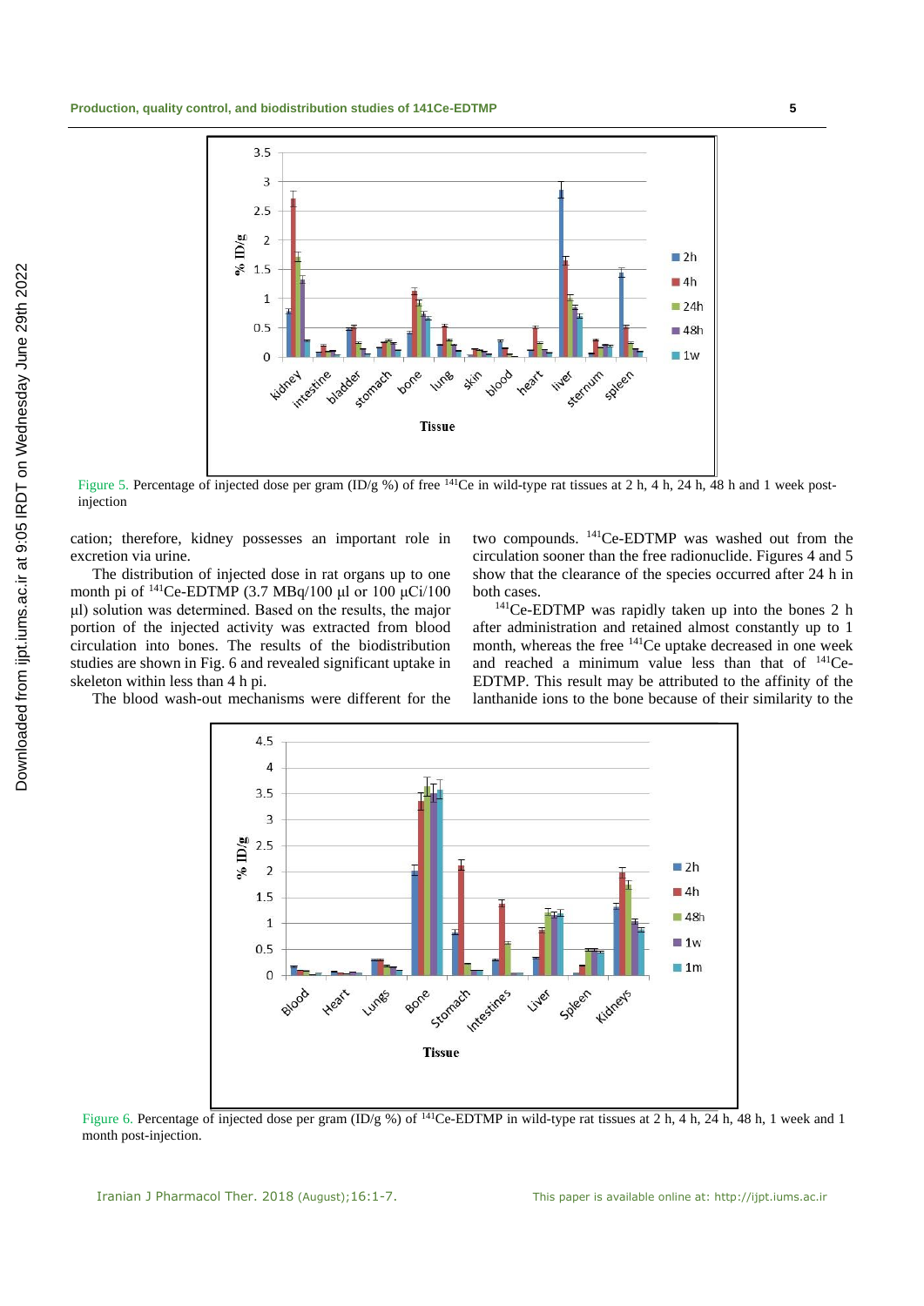Figure 5. Percentage of injected dose per gram (ID/g %) of free $^{141}$Ce in wild-type rat tissues at 2 h, 4 h, 24 h, 48 h and 1 week post-injection

cation; therefore, kidney possesses an important role in excretion via urine.

The distribution of injected dose in rat organs up to one month pi of $^{141}$Ce-EDTMP (3.7 MBq/100 µl or 100 µCi/100 µl) solution was determined. Based on the results, the major portion of the injected activity was extracted from blood circulation into bones. The results of the biodistribution studies are shown in Fig. 6 and revealed significant uptake in skeleton within less than 4 h pi.

The blood wash-out mechanisms were different for the two compounds. $^{141}$Ce-EDTMP was washed out from the circulation sooner than the free radionuclide. Figures 4 and 5 show that the clearance of the species occurred after 24 h in both cases.

$^{141}$Ce-EDTMP was rapidly taken up into the bones 2 h after administration and retained almost constantly up to 1 month, whereas the free $^{141}$Ce uptake decreased in one week and reached a minimum value less than that of $^{141}$Ce-EDTMP. This result may be attributed to the affinity of the lanthanide ions to the bone because of their similarity to the

Figure 6. Percentage of injected dose per gram (ID/g %) of $^{141}$Ce-EDTMP in wild-type rat tissues at 2 h, 4 h, 24 h, 48 h, 1 week and 1 month post-injection.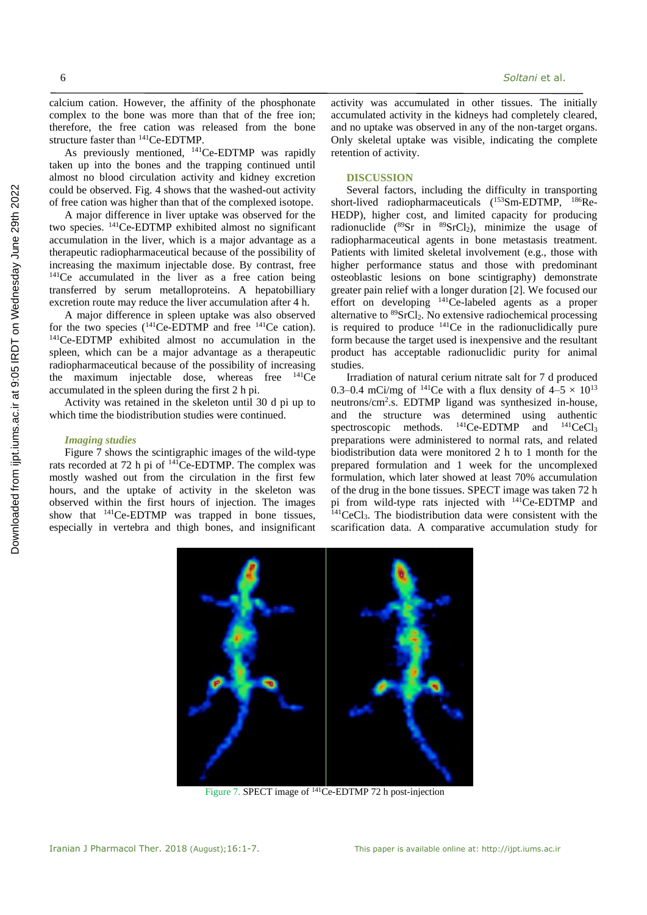calcium cation. However, the affinity of the phosphonate complex to the bone was more than that of the free ion; therefore, the free cation was released from the bone structure faster than $^{141}$Ce-EDTMP.

As previously mentioned, $^{141}$Ce-EDTMP was rapidly taken up into the bones and the trapping continued until almost no blood circulation activity and kidney excretion could be observed. Fig. 4 shows that the washed-out activity of free cation was higher than that of the complexed isotope.

A major difference in liver uptake was observed for the two species. $^{141}$Ce-EDTMP exhibited almost no significant accumulation in the liver, which is a major advantage as a therapeutic radiopharmaceutical because of the possibility of increasing the maximum injectable dose. By contrast, free $^{141}$Ce accumulated in the liver as a free cation being transferred by serum metalloproteins. A hepatobilliary excretion route may reduce the liver accumulation after 4 h.

A major difference in spleen uptake was also observed for the two species ($^{141}$Ce-EDTMP and free $^{141}$Ce cation). $^{141}$Ce-EDTMP exhibited almost no accumulation in the spleen, which can be a major advantage as a therapeutic radiopharmaceutical because of the possibility of increasing the maximum injectable dose, whereas free $^{141}$Ce accumulated in the spleen during the first 2 h pi.

Activity was retained in the skeleton until 30 d pi up to which time the biodistribution studies were continued.

### *Imaging studies*

Figure 7 shows the scintigraphic images of the wild-type rats recorded at 72 h pi of $^{141}$Ce-EDTMP. The complex was mostly washed out from the circulation in the first few hours, and the uptake of activity in the skeleton was observed within the first hours of injection. The images show that $^{141}$Ce-EDTMP was trapped in bone tissues, especially in vertebra and thigh bones, and insignificant activity was accumulated in other tissues. The initially accumulated activity in the kidneys had completely cleared, and no uptake was observed in any of the non-target organs. Only skeletal uptake was visible, indicating the complete retention of activity.

## DISCUSSION

Several factors, including the difficulty in transporting short-lived radiopharmaceuticals ($^{153}$Sm-EDTMP, $^{186}$Re-HEDP), higher cost, and limited capacity for producing radionuclide ($^{89}$Sr in $^{89}SrCl_2$), minimize the usage of radiopharmaceutical agents in bone metastasis treatment. Patients with limited skeletal involvement (e.g., those with higher performance status and those with predominant osteoblastic lesions on bone scintigraphy) demonstrate greater pain relief with a longer duration [2]. We focused our effort on developing $^{141}$Ce-labeled agents as a proper alternative to $^{89}SrCl_2$. No extensive radiochemical processing is required to produce $^{141}$Ce in the radionuclidically pure form because the target used is inexpensive and the resultant product has acceptable radionuclidic purity for animal studies.

Irradiation of natural cerium nitrate salt for 7 d produced 0.3–0.4 mCi/mg of $^{141}$Ce with a flux density of $4–5 \times 10^{13}$ neutrons/cm$^2$.s. EDTMP ligand was synthesized in-house, and the structure was determined using authentic spectroscopic methods. $^{141}$Ce-EDTMP and $^{141}CeCl_3$ preparations were administered to normal rats, and related biodistribution data were monitored 2 h to 1 month for the prepared formulation and 1 week for the uncomplexed formulation, which later showed at least 70% accumulation of the drug in the bone tissues. SPECT image was taken 72 h pi from wild-type rats injected with $^{141}$Ce-EDTMP and $^{141}CeCl_3$. The biodistribution data were consistent with the scarification data. A comparative accumulation study for

Figure 7. SPECT image of $^{141}$Ce-EDTMP 72 h post-injection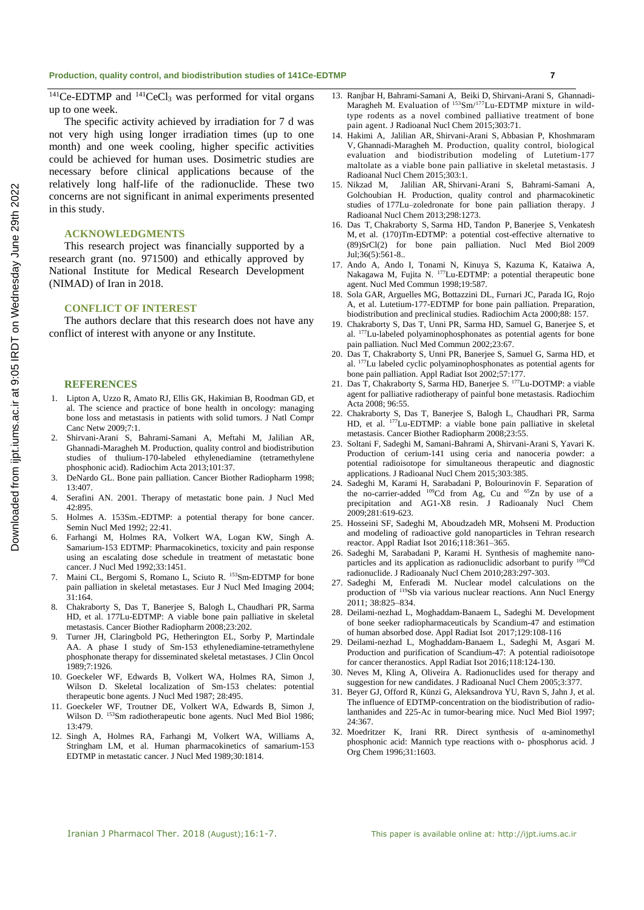$^{141}Ce$-EDTMP and $^{141}CeCl_3$ was performed for vital organs up to one week.

The specific activity achieved by irradiation for 7 d was not very high using longer irradiation times (up to one month) and one week cooling, higher specific activities could be achieved for human uses. Dosimetric studies are necessary before clinical applications because of the relatively long half-life of the radionuclide. These two concerns are not significant in animal experiments presented in this study.

## ACKNOWLEDGMENTS

This research project was financially supported by a research grant (no. 971500) and ethically approved by National Institute for Medical Research Development (NIMAD) of Iran in 2018.

## CONFLICT OF INTEREST

The authors declare that this research does not have any conflict of interest with anyone or any Institute.

## REFERENCES

1. Lipton A, Uzzo R, Amato RJ, Ellis GK, Hakimian B, Roodman GD, et al. The science and practice of bone health in oncology: managing bone loss and metastasis in patients with solid tumors. J Natl Compr Canc Netw 2009;7:1.
2. Shirvani-Arani S, Bahrami-Samani A, Meftahi M, Jalilian AR, Ghannadi-Maragheh M. Production, quality control and biodistribution studies of thulium-170-labeled ethylenediamine (tetramethylene phosphonic acid). Radiochim Acta 2013;101:37.
3. DeNardo GL. Bone pain palliation. Cancer Biother Radiopharm 1998; 13:407.
4. Serafini AN. 2001. Therapy of metastatic bone pain. J Nucl Med 42:895.
5. Holmes A. 153Sm.-EDTMP: a potential therapy for bone cancer. Semin Nucl Med 1992; 22:41.
6. Farhangi M, Holmes RA, Volkert WA, Logan KW, Singh A. Samarium-153 EDTMP: Pharmacokinetics, toxicity and pain response using an escalating dose schedule in treatment of metastatic bone cancer. J Nucl Med 1992;33:1451.
7. Maini CL, Bergomi S, Romano L, Sciuto R. $^{153}Sm$-EDTMP for bone pain palliation in skeletal metastases. Eur J Nucl Med Imaging 2004; 31:164.
8. Chakraborty S, Das T, Banerjee S, Balogh L, Chaudhari PR, Sarma HD, et al. 177Lu-EDTMP: A viable bone pain palliative in skeletal metastasis. Cancer Biother Radiopharm 2008;23:202.
9. Turner JH, Claringbold PG, Hetherington EL, Sorby P, Martindale AA. A phase I study of Sm-153 ethylenediamine-tetramethylene phosphonate therapy for disseminated skeletal metastases. J Clin Oncol 1989;7:1926.
10. Goeckeler WF, Edwards B, Volkert WA, Holmes RA, Simon J, Wilson D. Skeletal localization of Sm-153 chelates: potential therapeutic bone agents. J Nucl Med 1987; 28:495.
11. Goeckeler WF, Troutner DE, Volkert WA, Edwards B, Simon J, Wilson D. $^{153}Sm$ radiotherapeutic bone agents. Nucl Med Biol 1986; 13:479.
12. Singh A, Holmes RA, Farhangi M, Volkert WA, Williams A, Stringham LM, et al. Human pharmacokinetics of samarium-153 EDTMP in metastatic cancer. J Nucl Med 1989;30:1814.
13. Ranjbar H, Bahrami-Samani A, Beiki D, Shirvani-Arani S, Ghannadi-Maragheh M. Evaluation of $^{153}Sm/^{177}Lu$-EDTMP mixture in wild-type rodents as a novel combined palliative treatment of bone pain agent. J Radioanal Nucl Chem 2015;303:71.
14. Hakimi A, Jalilian AR, Shirvani-Arani S, Abbasian P, Khoshmaram V, Ghannadi-Maragheh M. Production, quality control, biological evaluation and biodistribution modeling of Lutetium-177 maltolate as a viable bone pain palliative in skeletal metastasis. J Radioanal Nucl Chem 2015;303:1.
15. Nikzad M, Jalilian AR, Shirvani-Arani S, Bahrami-Samani A, Golchoubian H. Production, quality control and pharmacokinetic studies of 177Lu–zoledronate for bone pain palliation therapy. J Radioanal Nucl Chem 2013;298:1273.
16. Das T, Chakraborty S, Sarma HD, Tandon P, Banerjee S, Venkatesh M, et al. (170)Tm-EDTMP: a potential cost-effective alternative to (89)SrCl(2) for bone pain palliation. Nucl Med Biol 2009 Jul;36(5):561-8..
17. Ando A, Ando I, Tonami N, Kinuya S, Kazuma K, Kataiwa A, Nakagawa M, Fujita N. $^{177}Lu$-EDTMP: a potential therapeutic bone agent. Nucl Med Commun 1998;19:587.
18. Sola GAR, Arguelles MG, Bottazzini DL, Furnari JC, Parada IG, Rojo A, et al. Lutetium-177-EDTMP for bone pain palliation. Preparation, biodistribution and preclinical studies. Radiochim Acta 2000;88: 157.
19. Chakraborty S, Das T, Unni PR, Sarma HD, Samuel G, Banerjee S, et al. $^{177}Lu$-labeled polyaminophosphonates as potential agents for bone pain palliation. Nucl Med Commun 2002;23:67.
20. Das T, Chakraborty S, Unni PR, Banerjee S, Samuel G, Sarma HD, et al. $^{177}Lu$ labeled cyclic polyaminophosphonates as potential agents for bone pain palliation. Appl Radiat Isot 2002;57:177.
21. Das T, Chakraborty S, Sarma HD, Banerjee S. $^{177}Lu$-DOTMP: a viable agent for palliative radiotherapy of painful bone metastasis. Radiochim Acta 2008; 96:55.
22. Chakraborty S, Das T, Banerjee S, Balogh L, Chaudhari PR, Sarma HD, et al. $^{177}Lu$-EDTMP: a viable bone pain palliative in skeletal metastasis. Cancer Biother Radiopharm 2008;23:55.
23. Soltani F, Sadeghi M, Samani-Bahrami A, Shirvani-Arani S, Yavari K. Production of cerium-141 using ceria and nanoceria powder: a potential radioisotope for simultaneous therapeutic and diagnostic applications. J Radioanal Nucl Chem 2015;303:385.
24. Sadeghi M, Karami H, Sarabadani P, Bolourinovin F. Separation of the no-carrier-added $^{109}Cd$ from Ag, Cu and $^{65}Zn$ by use of a precipitation and AG1-X8 resin. J Radioanaly Nucl Chem 2009;281:619-623.
25. Hosseini SF, Sadeghi M, Aboudzadeh MR, Mohseni M. Production and modeling of radioactive gold nanoparticles in Tehran research reactor. Appl Radiat Isot 2016;118:361–365.
26. Sadeghi M, Sarabadani P, Karami H. Synthesis of maghemite nano-particles and its application as radionuclidic adsorbant to purify $^{109}Cd$ radionuclide. J Radioanaly Nucl Chem 2010;283:297-303.
27. Sadeghi M, Enferadi M. Nuclear model calculations on the production of $^{119}Sb$ via various nuclear reactions. Ann Nucl Energy 2011; 38:825–834.
28. Deilami-nezhad L, Moghaddam-Banaem L, Sadeghi M. Development of bone seeker radiopharmaceuticals by Scandium-47 and estimation of human absorbed dose. Appl Radiat Isot 2017;129:108-116
29. Deilami-nezhad L, Moghaddam-Banaem L, Sadeghi M, Asgari M. Production and purification of Scandium-47: A potential radioisotope for cancer theranostics. Appl Radiat Isot 2016;118:124-130.
30. Neves M, Kling A, Oliveira A. Radionuclides used for therapy and suggestion for new candidates. J Radioanal Nucl Chem 2005;3:377.
31. Beyer GJ, Offord R, Künzi G, Aleksandrova YU, Ravn S, Jahn J, et al. The influence of EDTMP-concentration on the biodistribution of radio-lanthanides and 225-Ac in tumor-bearing mice. Nucl Med Biol 1997; 24:367.
32. Moedritzer K, Irani RR. Direct synthesis of α-aminomethyl phosphonic acid: Mannich type reactions with o- phosphorus acid. J Org Chem 1996;31:1603.